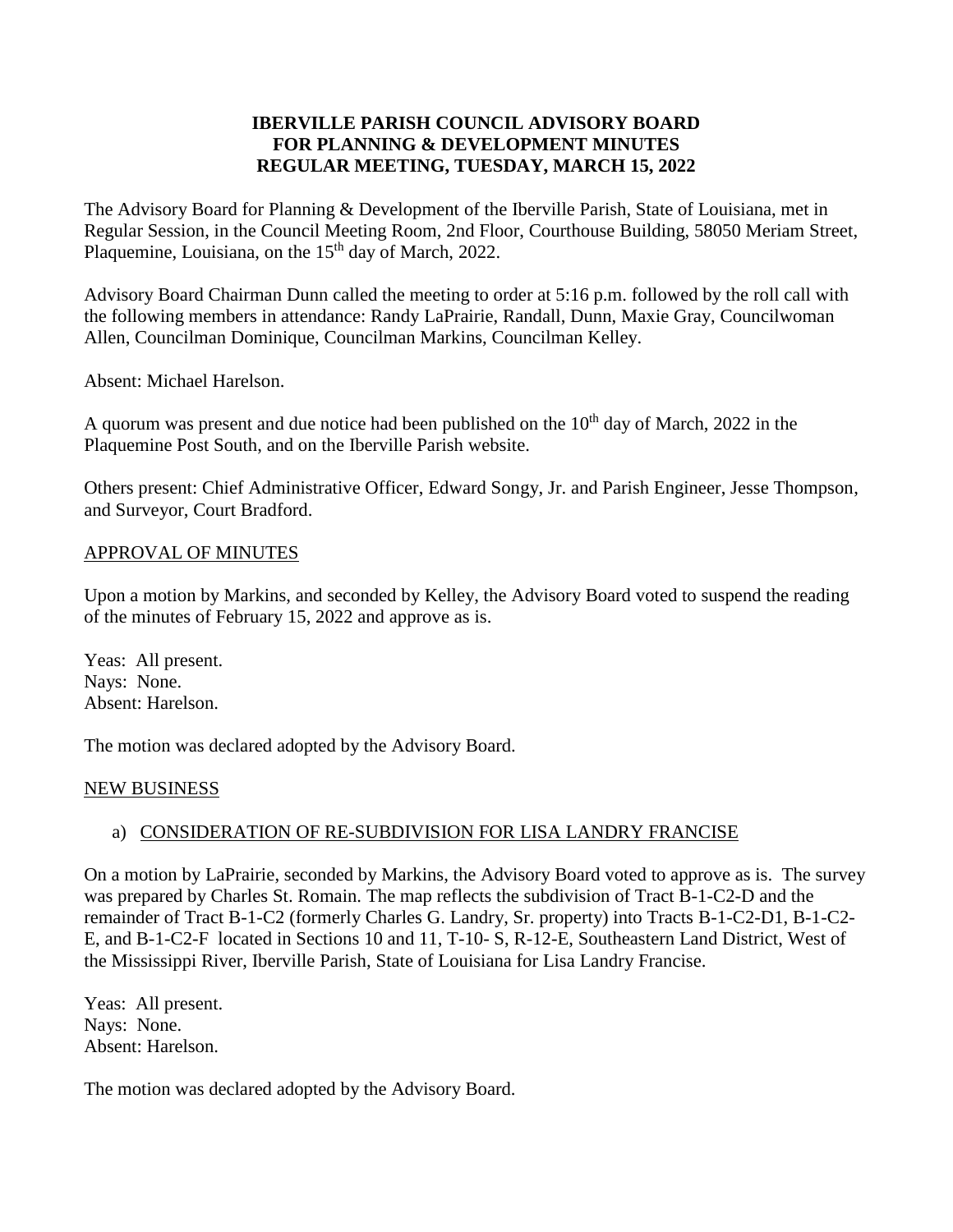**IBERVILLE PARISH COUNCIL ADVISORY BOARD FOR PLANNING & DEVELOPMENT MINUTES REGULAR MEETING, TUESDAY, MARCH 15, 2022**

The Advisory Board for Planning & Development of the Iberville Parish, State of Louisiana, met in Regular Session, in the Council Meeting Room, 2nd Floor, Courthouse Building, 58050 Meriam Street, Plaquemine, Louisiana, on the 15th day of March, 2022.

Advisory Board Chairman Dunn called the meeting to order at 5:16 p.m. followed by the roll call with the following members in attendance: Randy LaPrairie, Randall, Dunn, Maxie Gray, Councilwoman Allen, Councilman Dominique, Councilman Markins, Councilman Kelley.

Absent: Michael Harelson.

A quorum was present and due notice had been published on the 10th day of March, 2022 in the Plaquemine Post South, and on the Iberville Parish website.

Others present: Chief Administrative Officer, Edward Songy, Jr. and Parish Engineer, Jesse Thompson, and Surveyor, Court Bradford.

APPROVAL OF MINUTES

Upon a motion by Markins, and seconded by Kelley, the Advisory Board voted to suspend the reading of the minutes of February 15, 2022 and approve as is.

Yeas: All present.
Nays: None.
Absent: Harelson.

The motion was declared adopted by the Advisory Board.

NEW BUSINESS

a) CONSIDERATION OF RE-SUBDIVISION FOR LISA LANDRY FRANCISE

On a motion by LaPrairie, seconded by Markins, the Advisory Board voted to approve as is. The survey was prepared by Charles St. Romain. The map reflects the subdivision of Tract B-1-C2-D and the remainder of Tract B-1-C2 (formerly Charles G. Landry, Sr. property) into Tracts B-1-C2-D1, B-1-C2-E, and B-1-C2-F located in Sections 10 and 11, T-10- S, R-12-E, Southeastern Land District, West of the Mississippi River, Iberville Parish, State of Louisiana for Lisa Landry Francise.

Yeas: All present.
Nays: None.
Absent: Harelson.

The motion was declared adopted by the Advisory Board.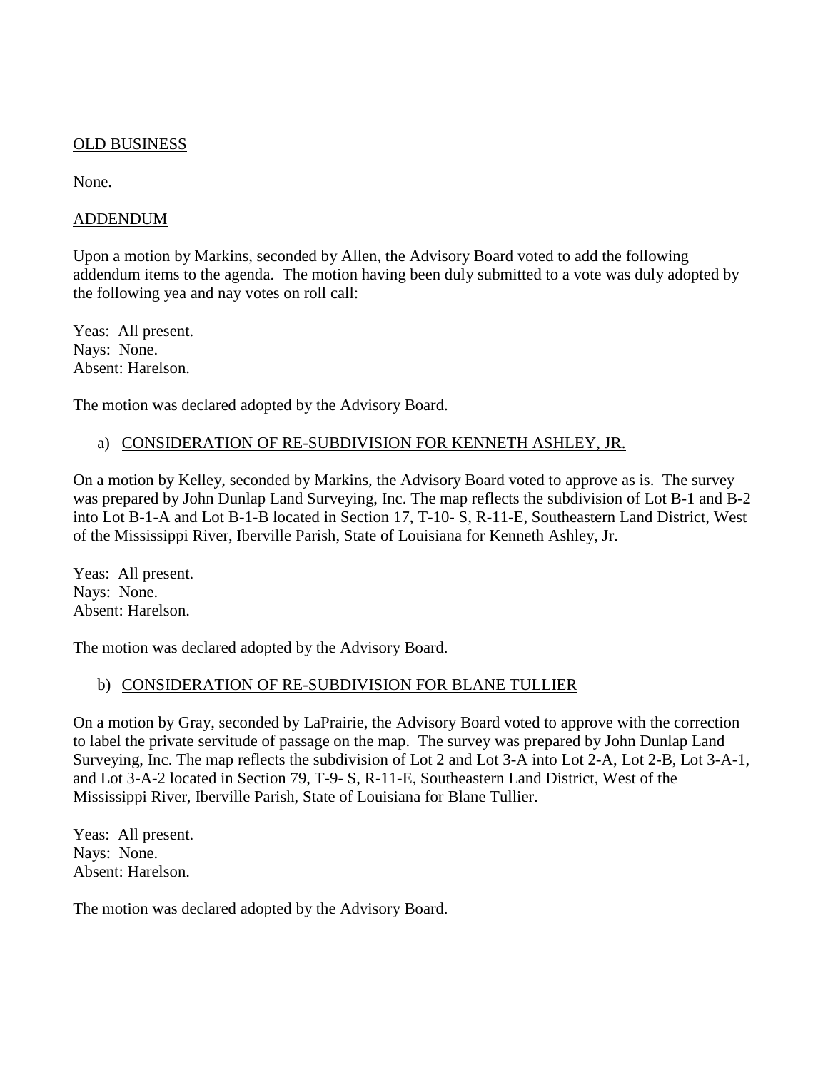OLD BUSINESS

None.

ADDENDUM

Upon a motion by Markins, seconded by Allen, the Advisory Board voted to add the following addendum items to the agenda. The motion having been duly submitted to a vote was duly adopted by the following yea and nay votes on roll call:

Yeas: All present.
Nays: None.
Absent: Harelson.

The motion was declared adopted by the Advisory Board.

a) CONSIDERATION OF RE-SUBDIVISION FOR KENNETH ASHLEY, JR.

On a motion by Kelley, seconded by Markins, the Advisory Board voted to approve as is. The survey was prepared by John Dunlap Land Surveying, Inc. The map reflects the subdivision of Lot B-1 and B-2 into Lot B-1-A and Lot B-1-B located in Section 17, T-10- S, R-11-E, Southeastern Land District, West of the Mississippi River, Iberville Parish, State of Louisiana for Kenneth Ashley, Jr.

Yeas: All present.
Nays: None.
Absent: Harelson.

The motion was declared adopted by the Advisory Board.

b) CONSIDERATION OF RE-SUBDIVISION FOR BLANE TULLIER

On a motion by Gray, seconded by LaPrairie, the Advisory Board voted to approve with the correction to label the private servitude of passage on the map. The survey was prepared by John Dunlap Land Surveying, Inc. The map reflects the subdivision of Lot 2 and Lot 3-A into Lot 2-A, Lot 2-B, Lot 3-A-1, and Lot 3-A-2 located in Section 79, T-9- S, R-11-E, Southeastern Land District, West of the Mississippi River, Iberville Parish, State of Louisiana for Blane Tullier.

Yeas: All present.
Nays: None.
Absent: Harelson.

The motion was declared adopted by the Advisory Board.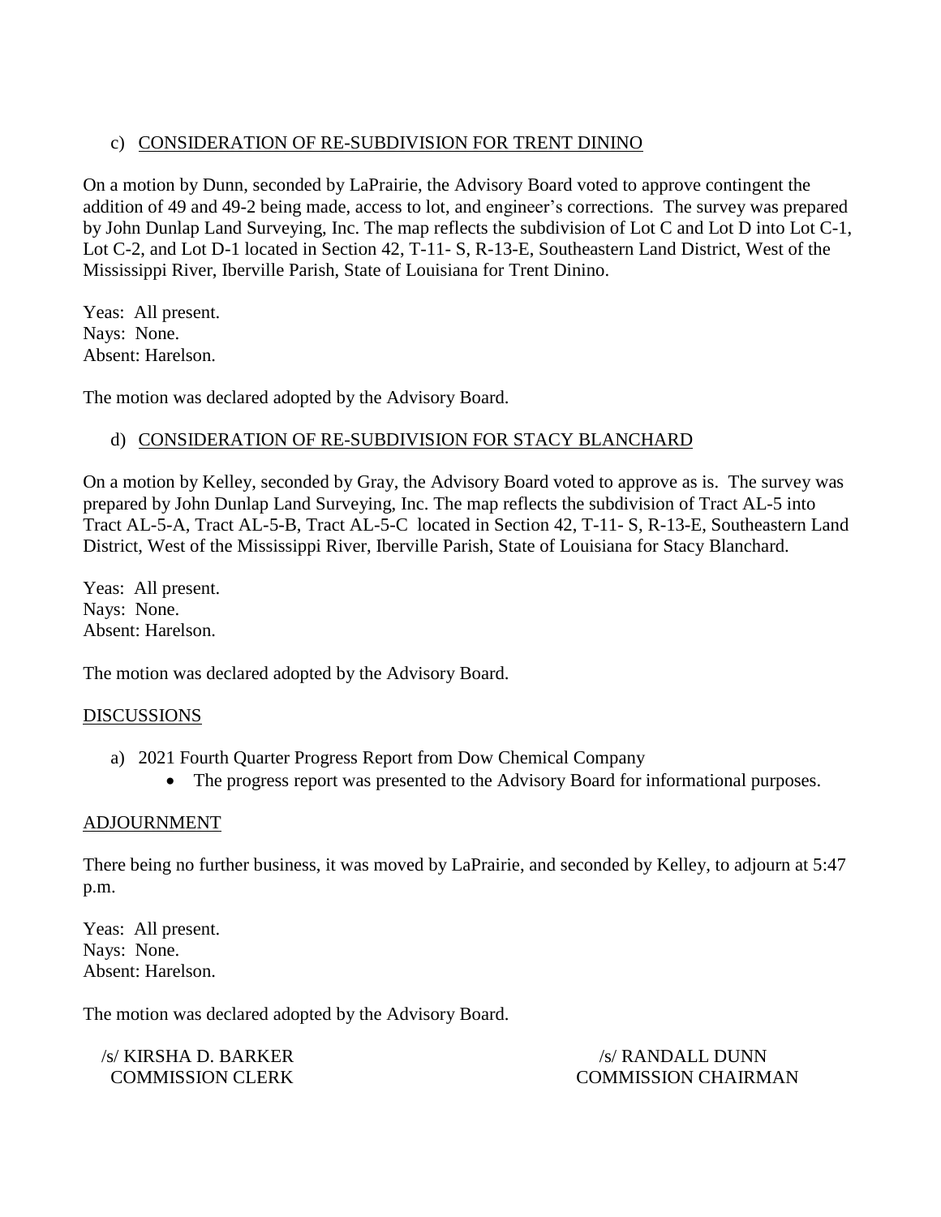c) <u>CONSIDERATION OF RE-SUBDIVISION FOR TRENT DININO</u>

On a motion by Dunn, seconded by LaPrairie, the Advisory Board voted to approve contingent the addition of 49 and 49-2 being made, access to lot, and engineer's corrections. The survey was prepared by John Dunlap Land Surveying, Inc. The map reflects the subdivision of Lot C and Lot D into Lot C-1, Lot C-2, and Lot D-1 located in Section 42, T-11- S, R-13-E, Southeastern Land District, West of the Mississippi River, Iberville Parish, State of Louisiana for Trent Dinino.

Yeas: All present.
Nays: None.
Absent: Harelson.

The motion was declared adopted by the Advisory Board.

d) <u>CONSIDERATION OF RE-SUBDIVISION FOR STACY BLANCHARD</u>

On a motion by Kelley, seconded by Gray, the Advisory Board voted to approve as is. The survey was prepared by John Dunlap Land Surveying, Inc. The map reflects the subdivision of Tract AL-5 into Tract AL-5-A, Tract AL-5-B, Tract AL-5-C located in Section 42, T-11- S, R-13-E, Southeastern Land District, West of the Mississippi River, Iberville Parish, State of Louisiana for Stacy Blanchard.

Yeas: All present.
Nays: None.
Absent: Harelson.

The motion was declared adopted by the Advisory Board.

<u>DISCUSSIONS</u>

a) 2021 Fourth Quarter Progress Report from Dow Chemical Company
   - The progress report was presented to the Advisory Board for informational purposes.

<u>ADJOURNMENT</u>

There being no further business, it was moved by LaPrairie, and seconded by Kelley, to adjourn at 5:47 p.m.

Yeas: All present.
Nays: None.
Absent: Harelson.

The motion was declared adopted by the Advisory Board.

/s/ KIRSHA D. BARKER
COMMISSION CLERK

/s/ RANDALL DUNN
COMMISSION CHAIRMAN